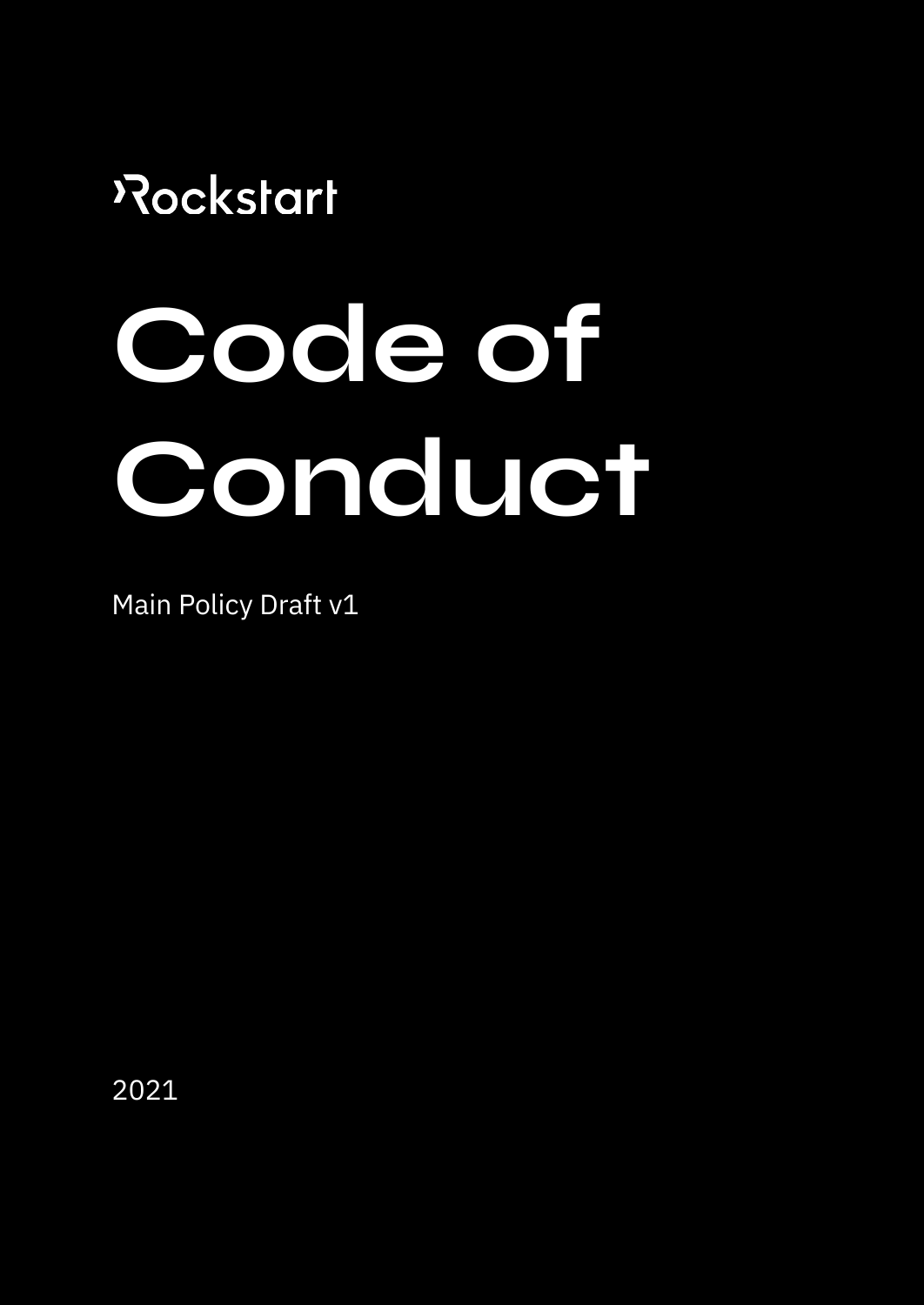Rockstart

# Code of Conduct

Main Policy Draft v1

2021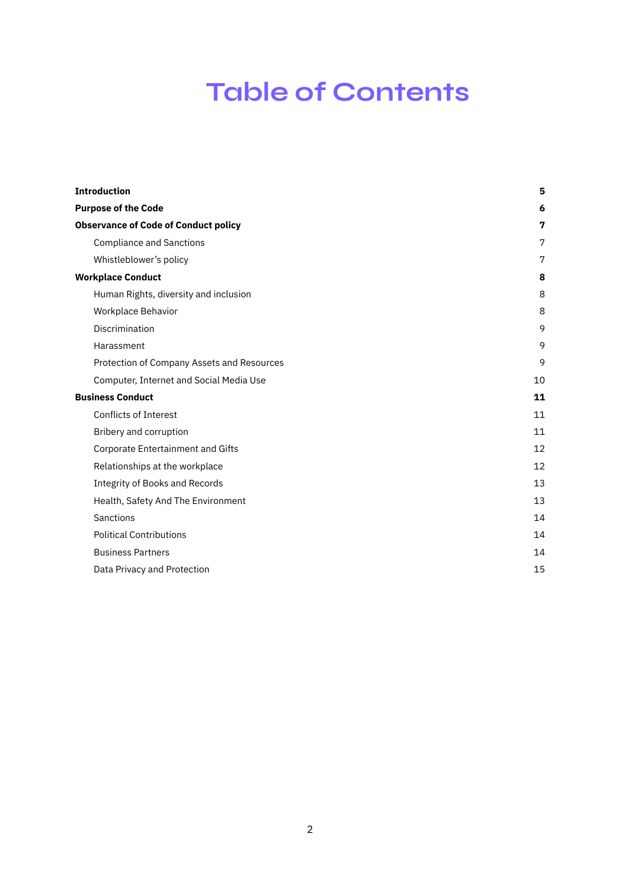# Table of Contents

| | |
|---|---|
| **Introduction** | **5** |
| **Purpose of the Code** | **6** |
| **Observance of Code of Conduct policy** | **7** |
| Compliance and Sanctions | 7 |
| Whistleblower's policy | 7 |
| **Workplace Conduct** | **8** |
| Human Rights, diversity and inclusion | 8 |
| Workplace Behavior | 8 |
| Discrimination | 9 |
| Harassment | 9 |
| Protection of Company Assets and Resources | 9 |
| Computer, Internet and Social Media Use | 10 |
| **Business Conduct** | **11** |
| Conflicts of Interest | 11 |
| Bribery and corruption | 11 |
| Corporate Entertainment and Gifts | 12 |
| Relationships at the workplace | 12 |
| Integrity of Books and Records | 13 |
| Health, Safety And The Environment | 13 |
| Sanctions | 14 |
| Political Contributions | 14 |
| Business Partners | 14 |
| Data Privacy and Protection | 15 |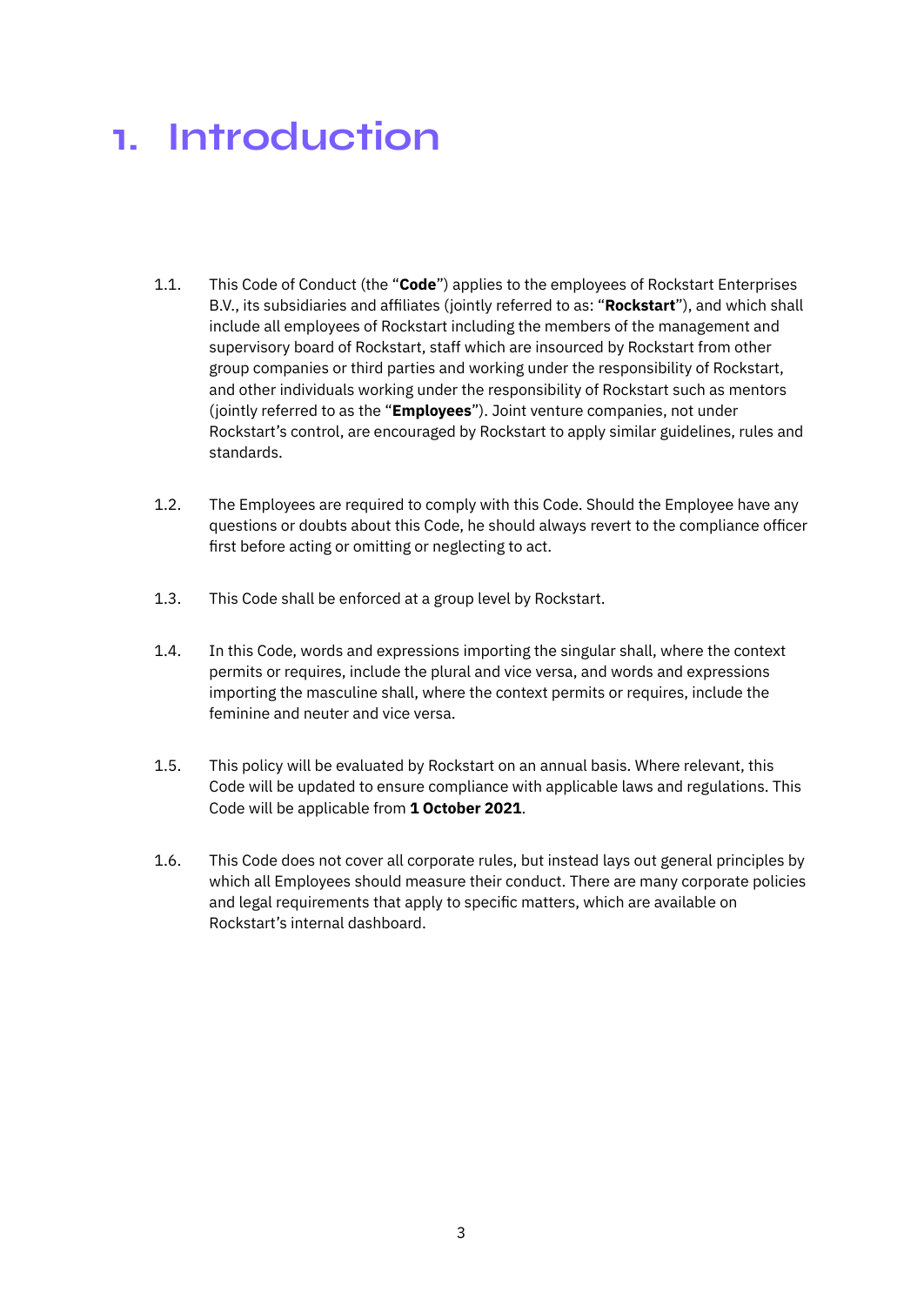# 1. Introduction

1.1. This Code of Conduct (the "**Code**") applies to the employees of Rockstart Enterprises B.V., its subsidiaries and affiliates (jointly referred to as: "**Rockstart**"), and which shall include all employees of Rockstart including the members of the management and supervisory board of Rockstart, staff which are insourced by Rockstart from other group companies or third parties and working under the responsibility of Rockstart, and other individuals working under the responsibility of Rockstart such as mentors (jointly referred to as the "**Employees**"). Joint venture companies, not under Rockstart's control, are encouraged by Rockstart to apply similar guidelines, rules and standards.

1.2. The Employees are required to comply with this Code. Should the Employee have any questions or doubts about this Code, he should always revert to the compliance officer first before acting or omitting or neglecting to act.

1.3. This Code shall be enforced at a group level by Rockstart.

1.4. In this Code, words and expressions importing the singular shall, where the context permits or requires, include the plural and vice versa, and words and expressions importing the masculine shall, where the context permits or requires, include the feminine and neuter and vice versa.

1.5. This policy will be evaluated by Rockstart on an annual basis. Where relevant, this Code will be updated to ensure compliance with applicable laws and regulations. This Code will be applicable from **1 October 2021**.

1.6. This Code does not cover all corporate rules, but instead lays out general principles by which all Employees should measure their conduct. There are many corporate policies and legal requirements that apply to specific matters, which are available on Rockstart's internal dashboard.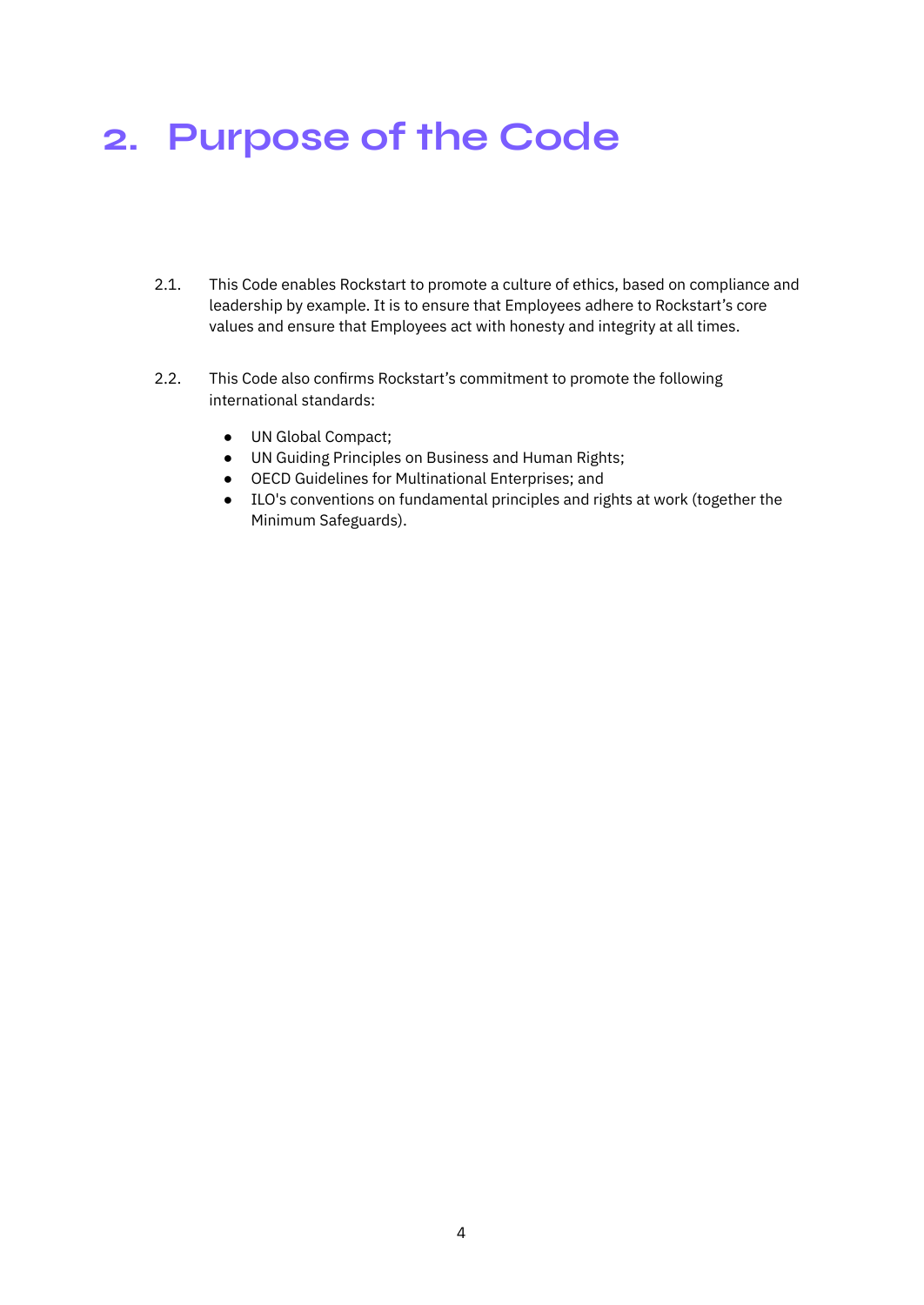# 2. Purpose of the Code

2.1. This Code enables Rockstart to promote a culture of ethics, based on compliance and leadership by example. It is to ensure that Employees adhere to Rockstart's core values and ensure that Employees act with honesty and integrity at all times.

2.2. This Code also confirms Rockstart's commitment to promote the following international standards:

- UN Global Compact;
- UN Guiding Principles on Business and Human Rights;
- OECD Guidelines for Multinational Enterprises; and
- ILO's conventions on fundamental principles and rights at work (together the Minimum Safeguards).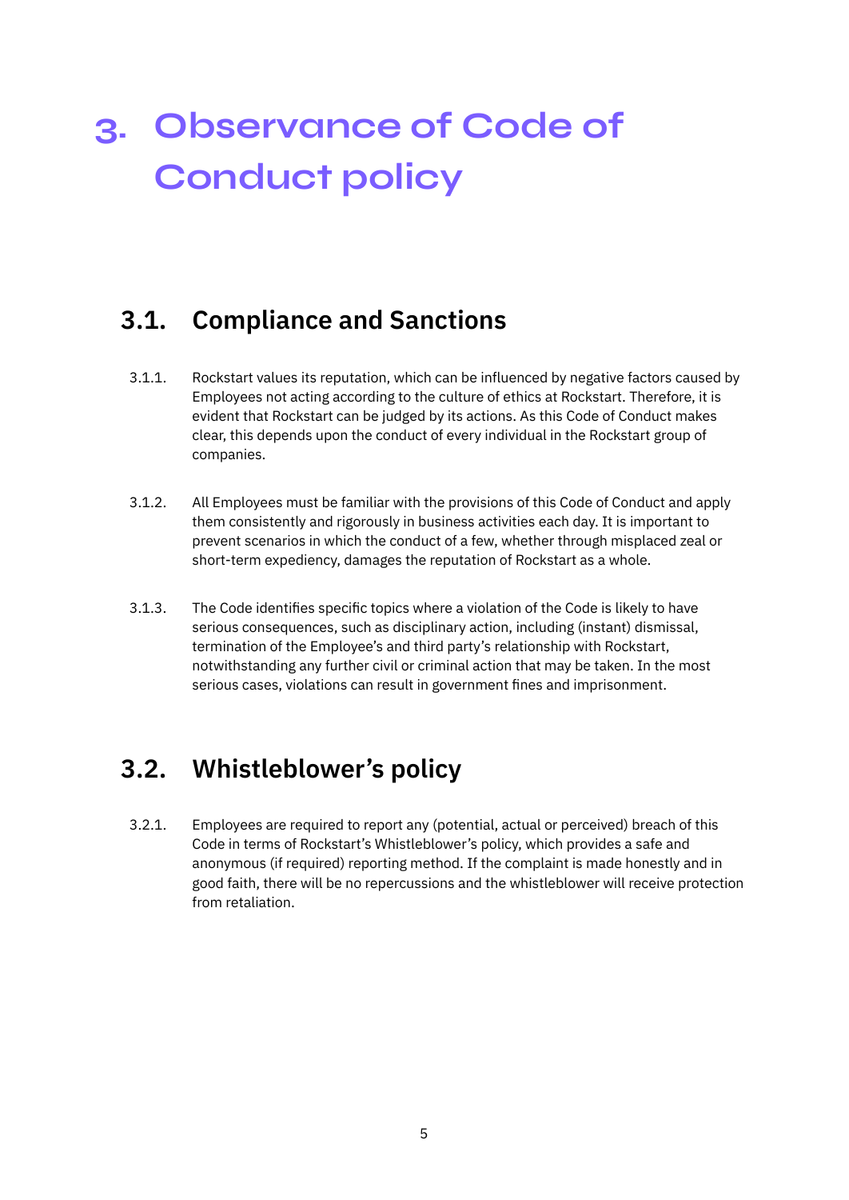# 3. Observance of Code of Conduct policy

## 3.1. Compliance and Sanctions

3.1.1. Rockstart values its reputation, which can be influenced by negative factors caused by Employees not acting according to the culture of ethics at Rockstart. Therefore, it is evident that Rockstart can be judged by its actions. As this Code of Conduct makes clear, this depends upon the conduct of every individual in the Rockstart group of companies.

3.1.2. All Employees must be familiar with the provisions of this Code of Conduct and apply them consistently and rigorously in business activities each day. It is important to prevent scenarios in which the conduct of a few, whether through misplaced zeal or short-term expediency, damages the reputation of Rockstart as a whole.

3.1.3. The Code identifies specific topics where a violation of the Code is likely to have serious consequences, such as disciplinary action, including (instant) dismissal, termination of the Employee's and third party's relationship with Rockstart, notwithstanding any further civil or criminal action that may be taken. In the most serious cases, violations can result in government fines and imprisonment.

## 3.2. Whistleblower's policy

3.2.1. Employees are required to report any (potential, actual or perceived) breach of this Code in terms of Rockstart's Whistleblower's policy, which provides a safe and anonymous (if required) reporting method. If the complaint is made honestly and in good faith, there will be no repercussions and the whistleblower will receive protection from retaliation.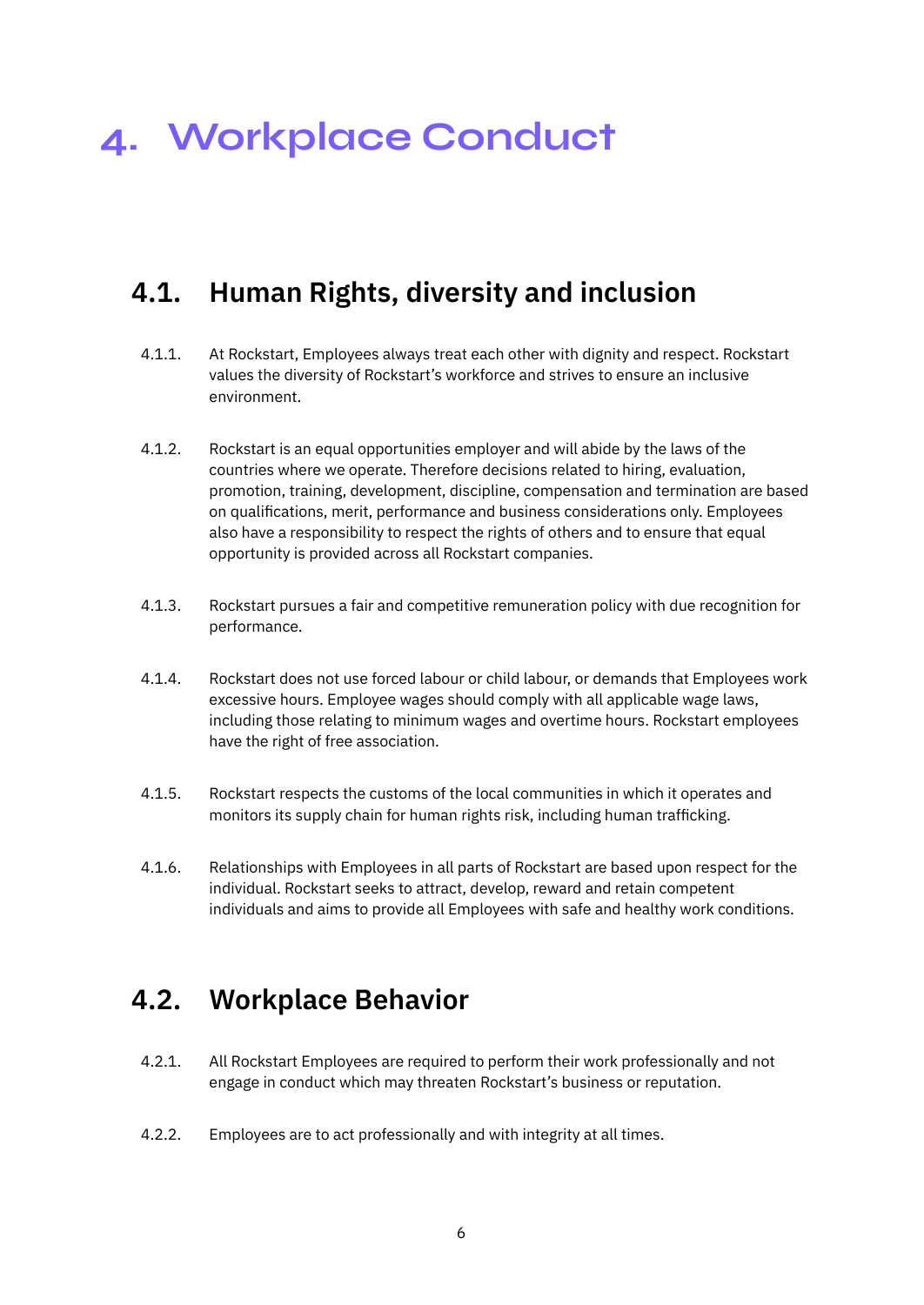# 4. Workplace Conduct

## 4.1. Human Rights, diversity and inclusion

4.1.1. At Rockstart, Employees always treat each other with dignity and respect. Rockstart values the diversity of Rockstart's workforce and strives to ensure an inclusive environment.

4.1.2. Rockstart is an equal opportunities employer and will abide by the laws of the countries where we operate. Therefore decisions related to hiring, evaluation, promotion, training, development, discipline, compensation and termination are based on qualifications, merit, performance and business considerations only. Employees also have a responsibility to respect the rights of others and to ensure that equal opportunity is provided across all Rockstart companies.

4.1.3. Rockstart pursues a fair and competitive remuneration policy with due recognition for performance.

4.1.4. Rockstart does not use forced labour or child labour, or demands that Employees work excessive hours. Employee wages should comply with all applicable wage laws, including those relating to minimum wages and overtime hours. Rockstart employees have the right of free association.

4.1.5. Rockstart respects the customs of the local communities in which it operates and monitors its supply chain for human rights risk, including human trafficking.

4.1.6. Relationships with Employees in all parts of Rockstart are based upon respect for the individual. Rockstart seeks to attract, develop, reward and retain competent individuals and aims to provide all Employees with safe and healthy work conditions.

## 4.2. Workplace Behavior

4.2.1. All Rockstart Employees are required to perform their work professionally and not engage in conduct which may threaten Rockstart's business or reputation.

4.2.2. Employees are to act professionally and with integrity at all times.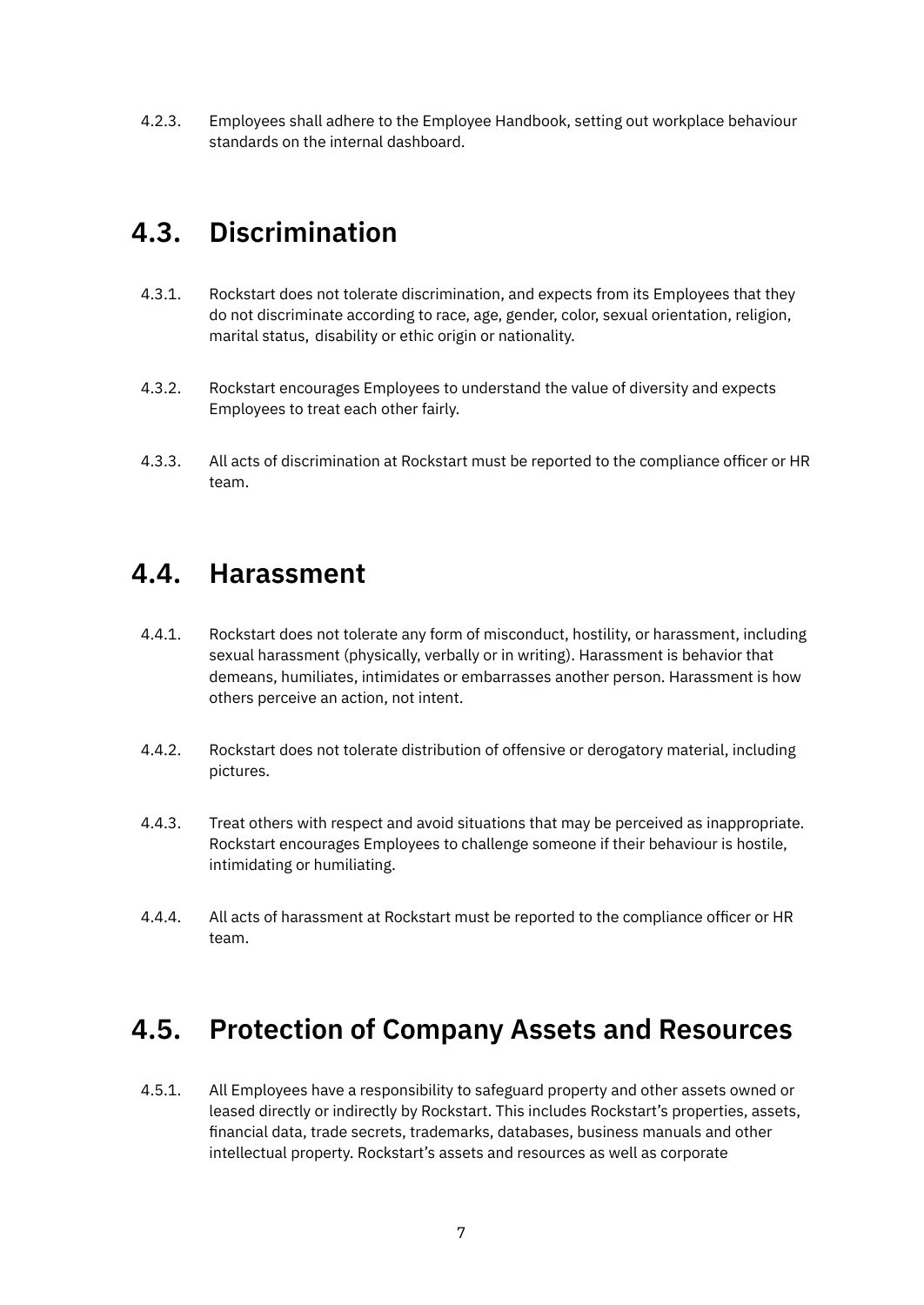4.2.3. Employees shall adhere to the Employee Handbook, setting out workplace behaviour standards on the internal dashboard.

## 4.3. Discrimination

4.3.1. Rockstart does not tolerate discrimination, and expects from its Employees that they do not discriminate according to race, age, gender, color, sexual orientation, religion, marital status, disability or ethic origin or nationality.

4.3.2. Rockstart encourages Employees to understand the value of diversity and expects Employees to treat each other fairly.

4.3.3. All acts of discrimination at Rockstart must be reported to the compliance officer or HR team.

## 4.4. Harassment

4.4.1. Rockstart does not tolerate any form of misconduct, hostility, or harassment, including sexual harassment (physically, verbally or in writing). Harassment is behavior that demeans, humiliates, intimidates or embarrasses another person. Harassment is how others perceive an action, not intent.

4.4.2. Rockstart does not tolerate distribution of offensive or derogatory material, including pictures.

4.4.3. Treat others with respect and avoid situations that may be perceived as inappropriate. Rockstart encourages Employees to challenge someone if their behaviour is hostile, intimidating or humiliating.

4.4.4. All acts of harassment at Rockstart must be reported to the compliance officer or HR team.

## 4.5. Protection of Company Assets and Resources

4.5.1. All Employees have a responsibility to safeguard property and other assets owned or leased directly or indirectly by Rockstart. This includes Rockstart's properties, assets, financial data, trade secrets, trademarks, databases, business manuals and other intellectual property. Rockstart's assets and resources as well as corporate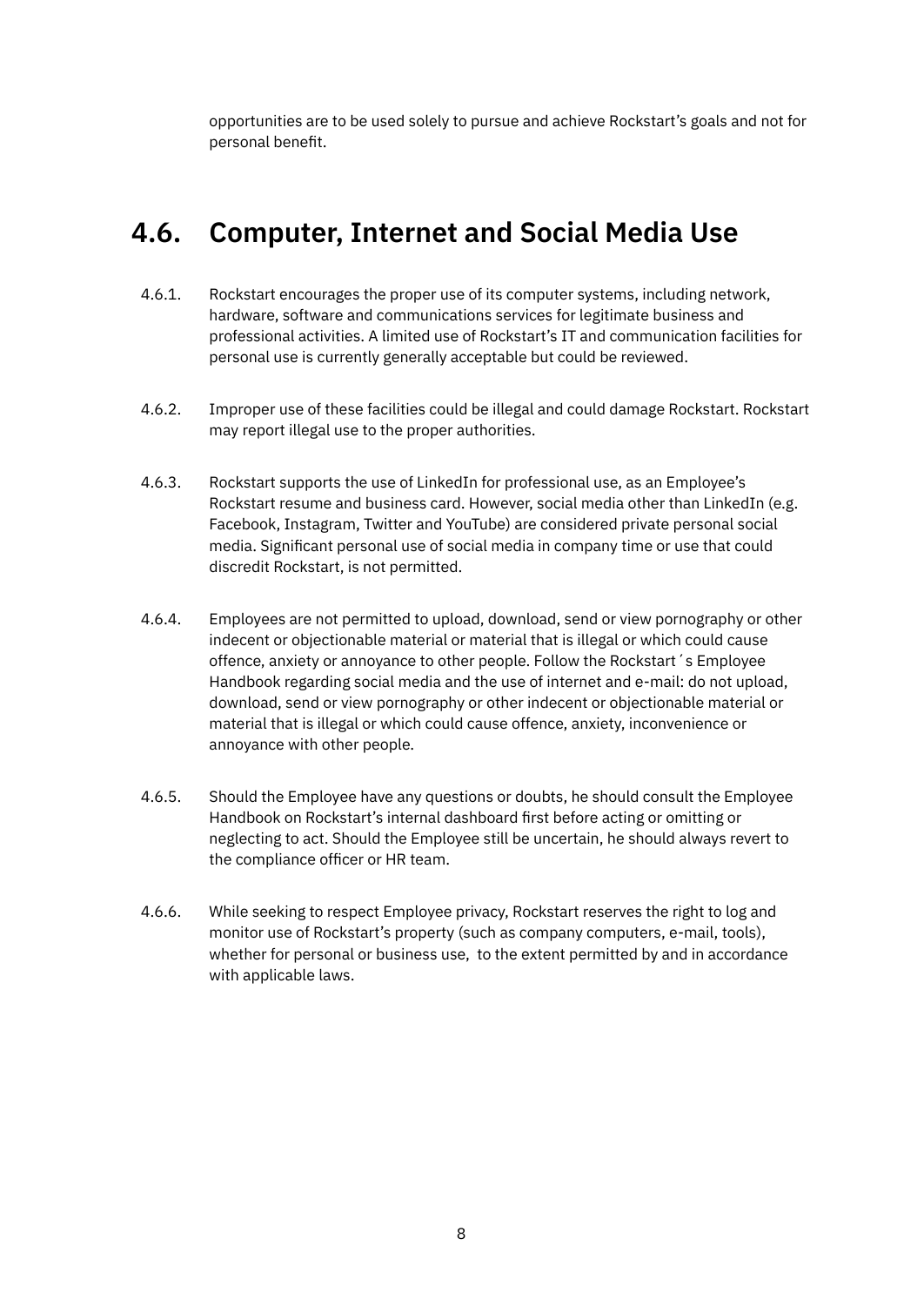opportunities are to be used solely to pursue and achieve Rockstart's goals and not for personal benefit.

## 4.6. Computer, Internet and Social Media Use

4.6.1. Rockstart encourages the proper use of its computer systems, including network, hardware, software and communications services for legitimate business and professional activities. A limited use of Rockstart's IT and communication facilities for personal use is currently generally acceptable but could be reviewed.

4.6.2. Improper use of these facilities could be illegal and could damage Rockstart. Rockstart may report illegal use to the proper authorities.

4.6.3. Rockstart supports the use of LinkedIn for professional use, as an Employee's Rockstart resume and business card. However, social media other than LinkedIn (e.g. Facebook, Instagram, Twitter and YouTube) are considered private personal social media. Significant personal use of social media in company time or use that could discredit Rockstart, is not permitted.

4.6.4. Employees are not permitted to upload, download, send or view pornography or other indecent or objectionable material or material that is illegal or which could cause offence, anxiety or annoyance to other people. Follow the Rockstart´s Employee Handbook regarding social media and the use of internet and e-mail: do not upload, download, send or view pornography or other indecent or objectionable material or material that is illegal or which could cause offence, anxiety, inconvenience or annoyance with other people.

4.6.5. Should the Employee have any questions or doubts, he should consult the Employee Handbook on Rockstart's internal dashboard first before acting or omitting or neglecting to act. Should the Employee still be uncertain, he should always revert to the compliance officer or HR team.

4.6.6. While seeking to respect Employee privacy, Rockstart reserves the right to log and monitor use of Rockstart's property (such as company computers, e-mail, tools), whether for personal or business use, to the extent permitted by and in accordance with applicable laws.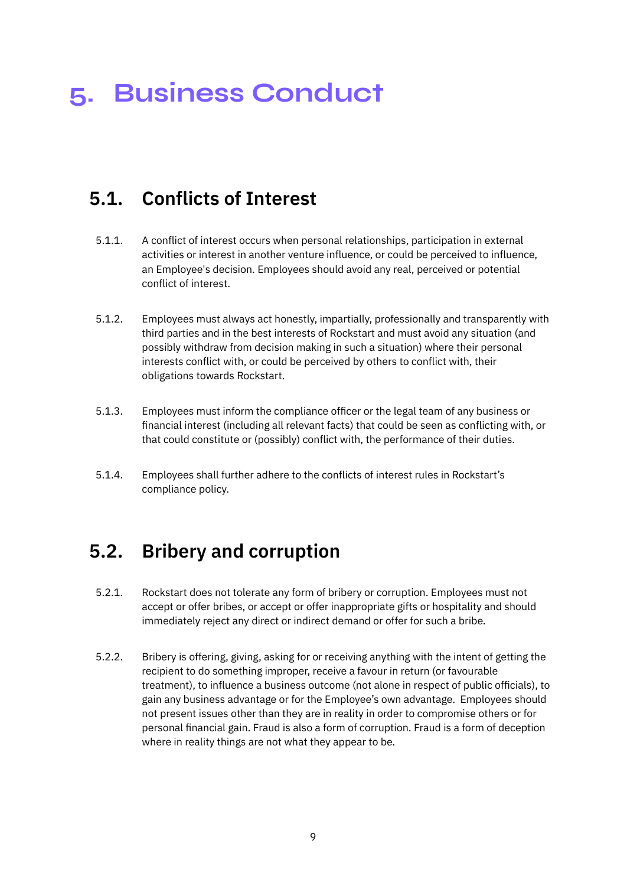# 5. Business Conduct

## 5.1. Conflicts of Interest

5.1.1. A conflict of interest occurs when personal relationships, participation in external activities or interest in another venture influence, or could be perceived to influence, an Employee's decision. Employees should avoid any real, perceived or potential conflict of interest.

5.1.2. Employees must always act honestly, impartially, professionally and transparently with third parties and in the best interests of Rockstart and must avoid any situation (and possibly withdraw from decision making in such a situation) where their personal interests conflict with, or could be perceived by others to conflict with, their obligations towards Rockstart.

5.1.3. Employees must inform the compliance officer or the legal team of any business or financial interest (including all relevant facts) that could be seen as conflicting with, or that could constitute or (possibly) conflict with, the performance of their duties.

5.1.4. Employees shall further adhere to the conflicts of interest rules in Rockstart's compliance policy.

## 5.2. Bribery and corruption

5.2.1. Rockstart does not tolerate any form of bribery or corruption. Employees must not accept or offer bribes, or accept or offer inappropriate gifts or hospitality and should immediately reject any direct or indirect demand or offer for such a bribe.

5.2.2. Bribery is offering, giving, asking for or receiving anything with the intent of getting the recipient to do something improper, receive a favour in return (or favourable treatment), to influence a business outcome (not alone in respect of public officials), to gain any business advantage or for the Employee's own advantage. Employees should not present issues other than they are in reality in order to compromise others or for personal financial gain. Fraud is also a form of corruption. Fraud is a form of deception where in reality things are not what they appear to be.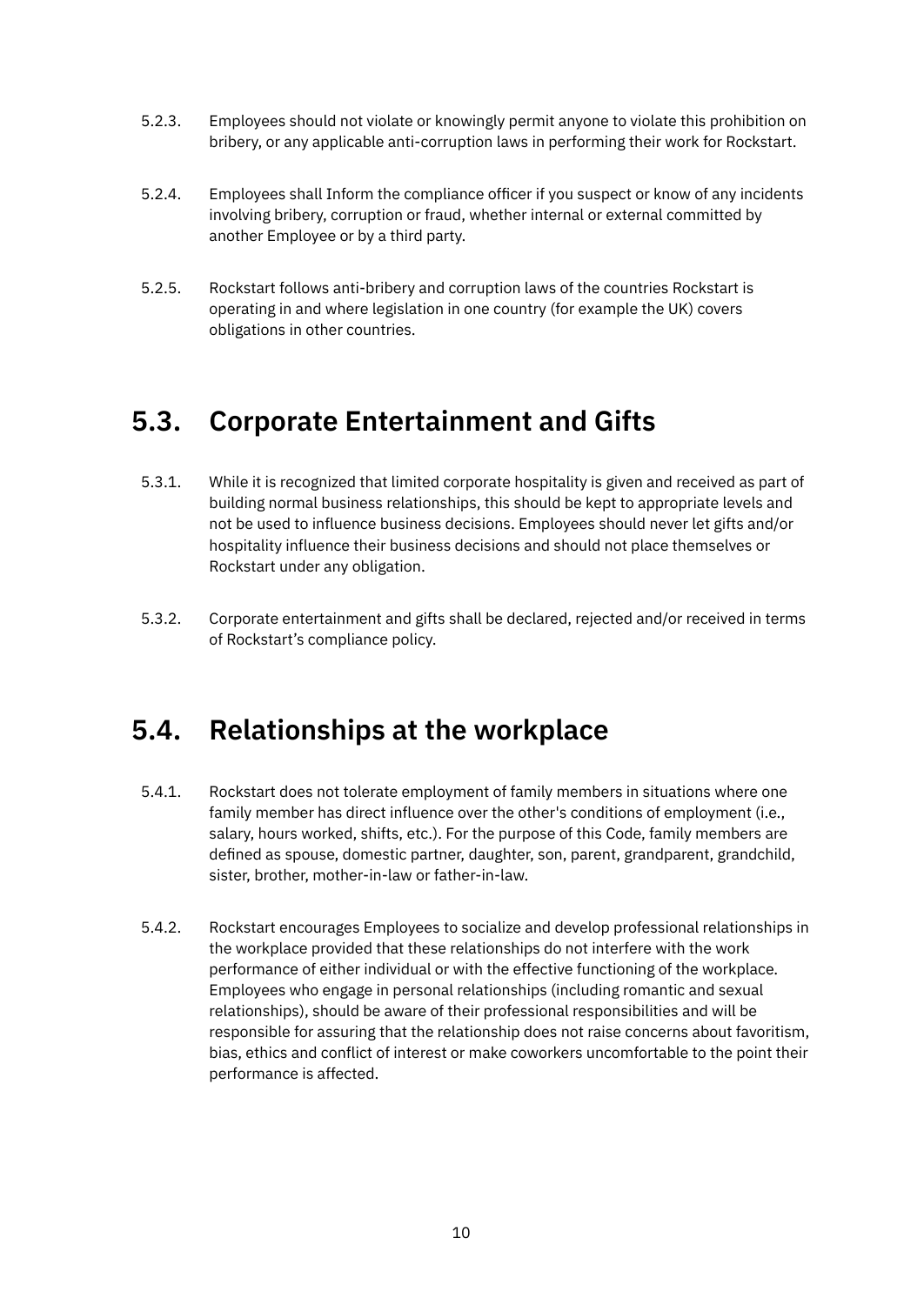5.2.3. Employees should not violate or knowingly permit anyone to violate this prohibition on bribery, or any applicable anti-corruption laws in performing their work for Rockstart.

5.2.4. Employees shall Inform the compliance officer if you suspect or know of any incidents involving bribery, corruption or fraud, whether internal or external committed by another Employee or by a third party.

5.2.5. Rockstart follows anti-bribery and corruption laws of the countries Rockstart is operating in and where legislation in one country (for example the UK) covers obligations in other countries.

## 5.3. Corporate Entertainment and Gifts

5.3.1. While it is recognized that limited corporate hospitality is given and received as part of building normal business relationships, this should be kept to appropriate levels and not be used to influence business decisions. Employees should never let gifts and/or hospitality influence their business decisions and should not place themselves or Rockstart under any obligation.

5.3.2. Corporate entertainment and gifts shall be declared, rejected and/or received in terms of Rockstart's compliance policy.

## 5.4. Relationships at the workplace

5.4.1. Rockstart does not tolerate employment of family members in situations where one family member has direct influence over the other's conditions of employment (i.e., salary, hours worked, shifts, etc.). For the purpose of this Code, family members are defined as spouse, domestic partner, daughter, son, parent, grandparent, grandchild, sister, brother, mother-in-law or father-in-law.

5.4.2. Rockstart encourages Employees to socialize and develop professional relationships in the workplace provided that these relationships do not interfere with the work performance of either individual or with the effective functioning of the workplace. Employees who engage in personal relationships (including romantic and sexual relationships), should be aware of their professional responsibilities and will be responsible for assuring that the relationship does not raise concerns about favoritism, bias, ethics and conflict of interest or make coworkers uncomfortable to the point their performance is affected.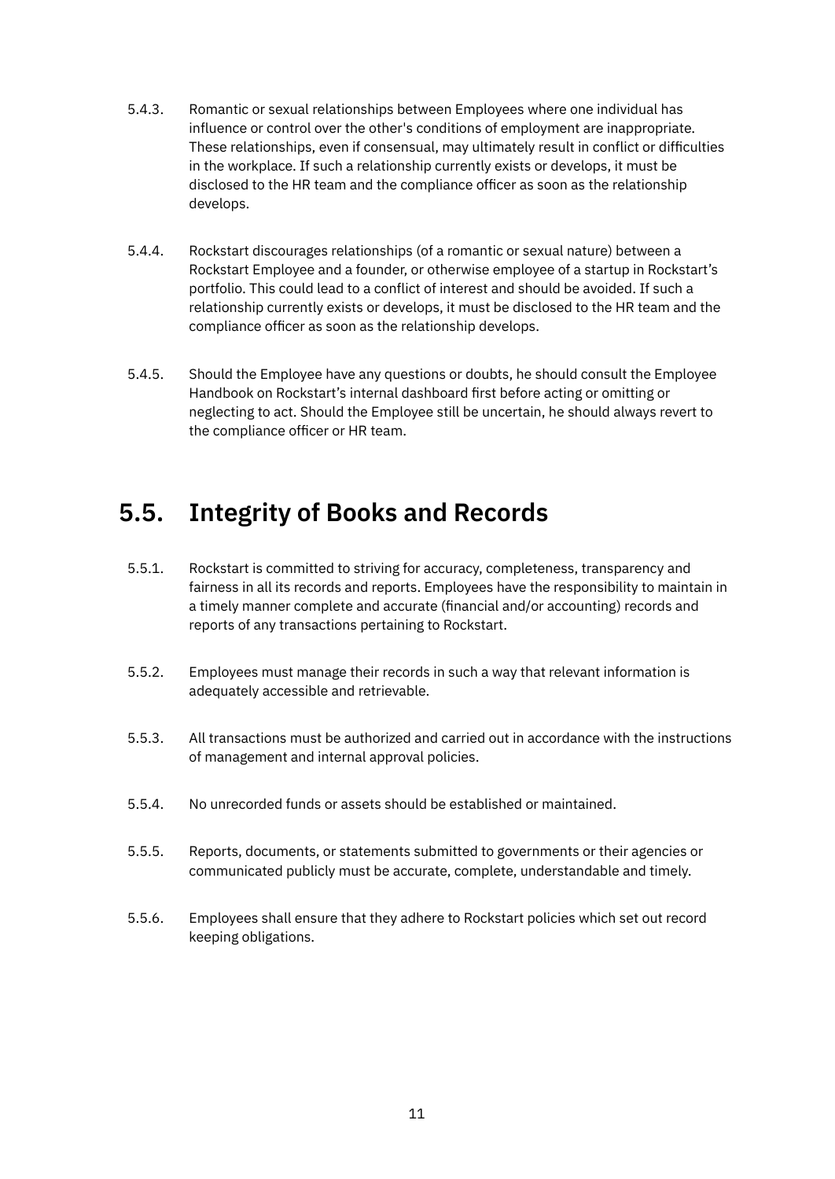5.4.3. Romantic or sexual relationships between Employees where one individual has influence or control over the other's conditions of employment are inappropriate. These relationships, even if consensual, may ultimately result in conflict or difficulties in the workplace. If such a relationship currently exists or develops, it must be disclosed to the HR team and the compliance officer as soon as the relationship develops.

5.4.4. Rockstart discourages relationships (of a romantic or sexual nature) between a Rockstart Employee and a founder, or otherwise employee of a startup in Rockstart's portfolio. This could lead to a conflict of interest and should be avoided. If such a relationship currently exists or develops, it must be disclosed to the HR team and the compliance officer as soon as the relationship develops.

5.4.5. Should the Employee have any questions or doubts, he should consult the Employee Handbook on Rockstart's internal dashboard first before acting or omitting or neglecting to act. Should the Employee still be uncertain, he should always revert to the compliance officer or HR team.

## 5.5. Integrity of Books and Records

5.5.1. Rockstart is committed to striving for accuracy, completeness, transparency and fairness in all its records and reports. Employees have the responsibility to maintain in a timely manner complete and accurate (financial and/or accounting) records and reports of any transactions pertaining to Rockstart.

5.5.2. Employees must manage their records in such a way that relevant information is adequately accessible and retrievable.

5.5.3. All transactions must be authorized and carried out in accordance with the instructions of management and internal approval policies.

5.5.4. No unrecorded funds or assets should be established or maintained.

5.5.5. Reports, documents, or statements submitted to governments or their agencies or communicated publicly must be accurate, complete, understandable and timely.

5.5.6. Employees shall ensure that they adhere to Rockstart policies which set out record keeping obligations.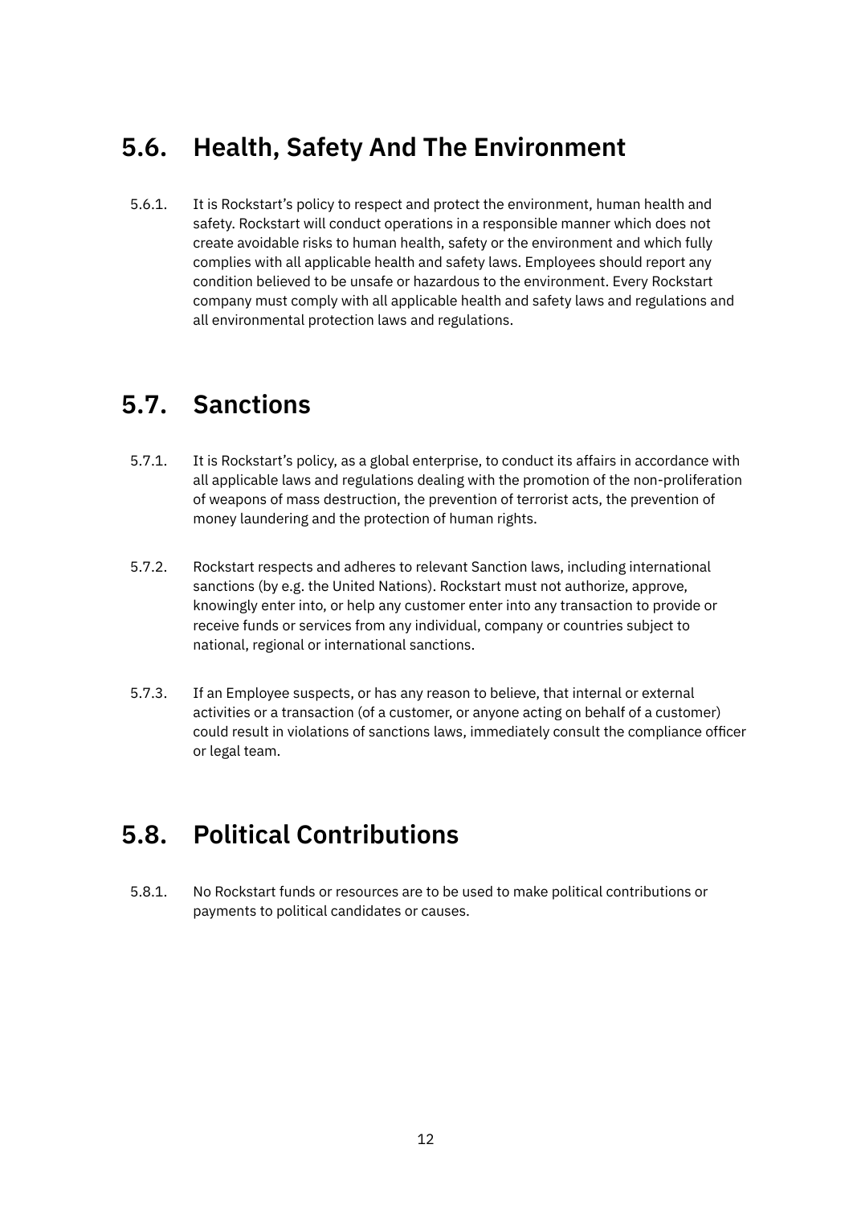## 5.6. Health, Safety And The Environment

5.6.1. It is Rockstart's policy to respect and protect the environment, human health and safety. Rockstart will conduct operations in a responsible manner which does not create avoidable risks to human health, safety or the environment and which fully complies with all applicable health and safety laws. Employees should report any condition believed to be unsafe or hazardous to the environment. Every Rockstart company must comply with all applicable health and safety laws and regulations and all environmental protection laws and regulations.

## 5.7. Sanctions

5.7.1. It is Rockstart's policy, as a global enterprise, to conduct its affairs in accordance with all applicable laws and regulations dealing with the promotion of the non-proliferation of weapons of mass destruction, the prevention of terrorist acts, the prevention of money laundering and the protection of human rights.

5.7.2. Rockstart respects and adheres to relevant Sanction laws, including international sanctions (by e.g. the United Nations). Rockstart must not authorize, approve, knowingly enter into, or help any customer enter into any transaction to provide or receive funds or services from any individual, company or countries subject to national, regional or international sanctions.

5.7.3. If an Employee suspects, or has any reason to believe, that internal or external activities or a transaction (of a customer, or anyone acting on behalf of a customer) could result in violations of sanctions laws, immediately consult the compliance officer or legal team.

## 5.8. Political Contributions

5.8.1. No Rockstart funds or resources are to be used to make political contributions or payments to political candidates or causes.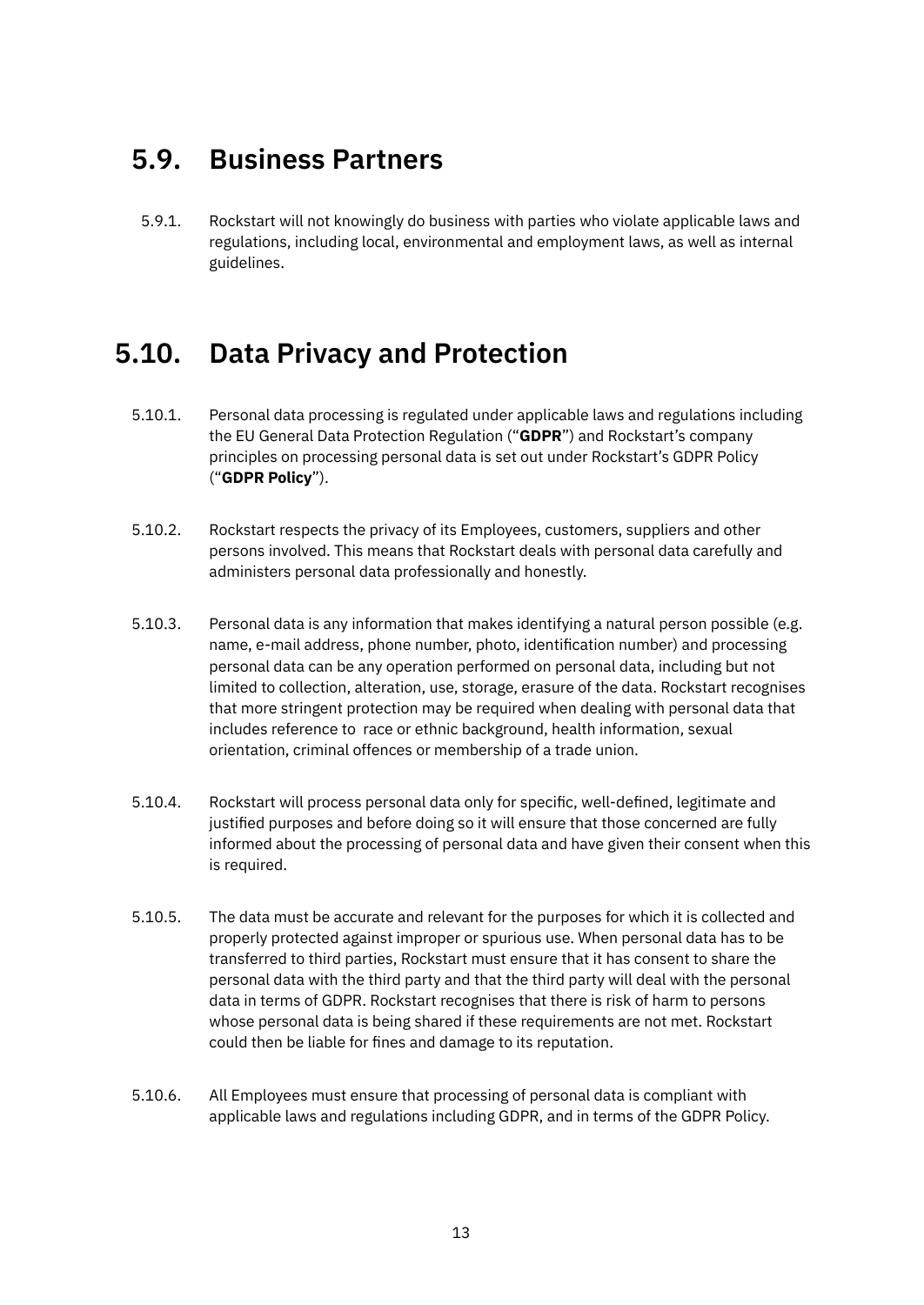## 5.9. Business Partners

5.9.1. Rockstart will not knowingly do business with parties who violate applicable laws and regulations, including local, environmental and employment laws, as well as internal guidelines.

## 5.10. Data Privacy and Protection

5.10.1. Personal data processing is regulated under applicable laws and regulations including the EU General Data Protection Regulation ("**GDPR**") and Rockstart's company principles on processing personal data is set out under Rockstart's GDPR Policy ("**GDPR Policy**").

5.10.2. Rockstart respects the privacy of its Employees, customers, suppliers and other persons involved. This means that Rockstart deals with personal data carefully and administers personal data professionally and honestly.

5.10.3. Personal data is any information that makes identifying a natural person possible (e.g. name, e-mail address, phone number, photo, identification number) and processing personal data can be any operation performed on personal data, including but not limited to collection, alteration, use, storage, erasure of the data. Rockstart recognises that more stringent protection may be required when dealing with personal data that includes reference to race or ethnic background, health information, sexual orientation, criminal offences or membership of a trade union.

5.10.4. Rockstart will process personal data only for specific, well-defined, legitimate and justified purposes and before doing so it will ensure that those concerned are fully informed about the processing of personal data and have given their consent when this is required.

5.10.5. The data must be accurate and relevant for the purposes for which it is collected and properly protected against improper or spurious use. When personal data has to be transferred to third parties, Rockstart must ensure that it has consent to share the personal data with the third party and that the third party will deal with the personal data in terms of GDPR. Rockstart recognises that there is risk of harm to persons whose personal data is being shared if these requirements are not met. Rockstart could then be liable for fines and damage to its reputation.

5.10.6. All Employees must ensure that processing of personal data is compliant with applicable laws and regulations including GDPR, and in terms of the GDPR Policy.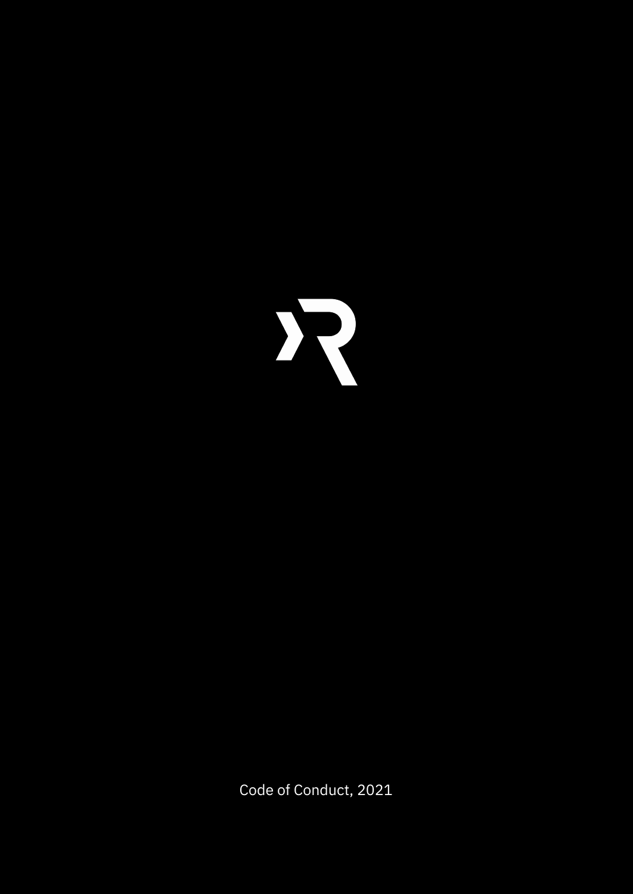Code of Conduct, 2021